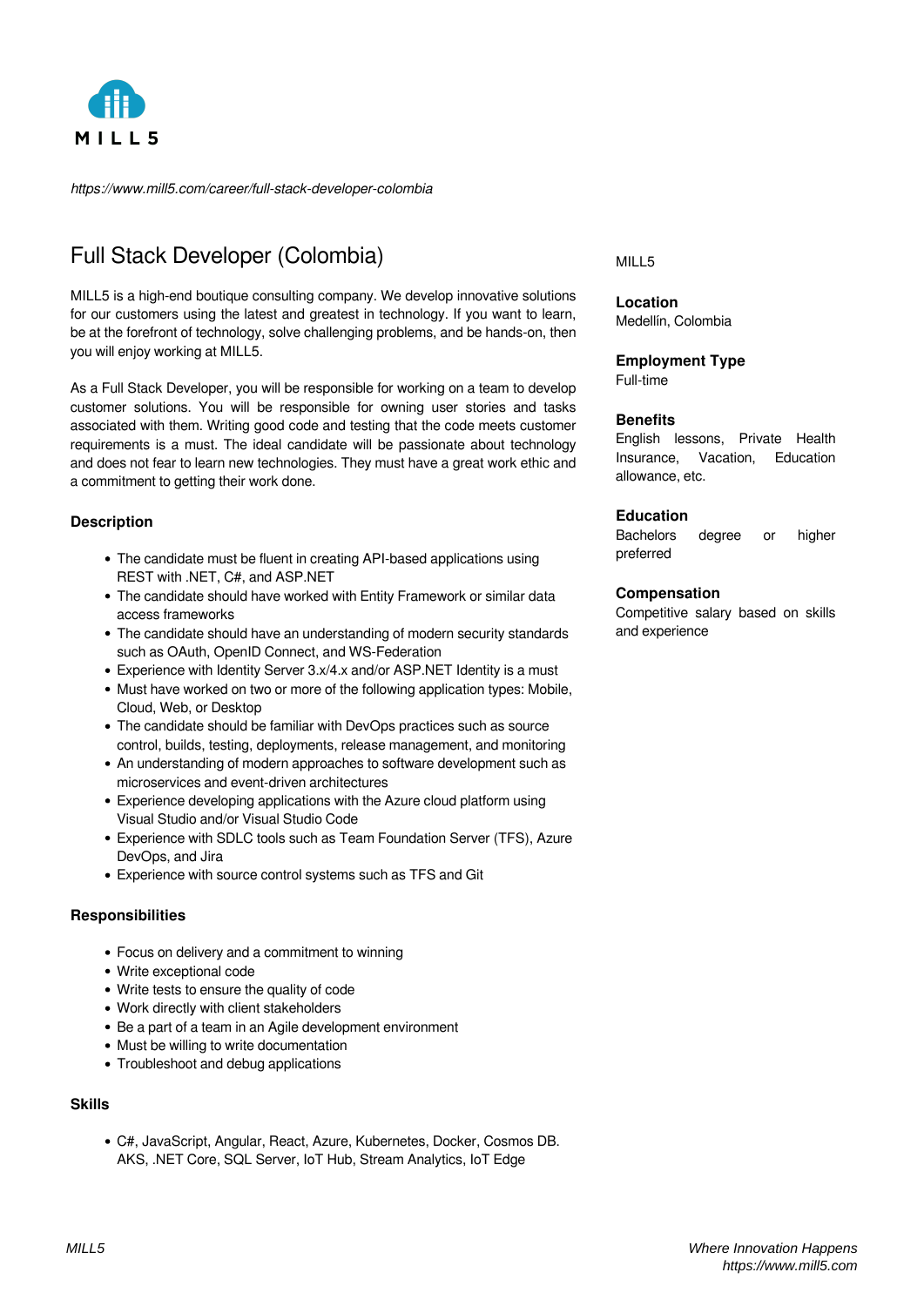MILL5

*https://www.mill5.com/career/full-stack-developer-colombia*

# Full Stack Developer (Colombia)

MILL5 is a high-end boutique consulting company. We develop innovative solutions for our customers using the latest and greatest in technology. If you want to learn, be at the forefront of technology, solve challenging problems, and be hands-on, then you will enjoy working at MILL5.

As a Full Stack Developer, you will be responsible for working on a team to develop customer solutions. You will be responsible for owning user stories and tasks associated with them. Writing good code and testing that the code meets customer requirements is a must. The ideal candidate will be passionate about technology and does not fear to learn new technologies. They must have a great work ethic and a commitment to getting their work done.

### Description

- The candidate must be fluent in creating API-based applications using REST with .NET, C#, and ASP.NET
- The candidate should have worked with Entity Framework or similar data access frameworks
- The candidate should have an understanding of modern security standards such as OAuth, OpenID Connect, and WS-Federation
- Experience with Identity Server 3.x/4.x and/or ASP.NET Identity is a must
- Must have worked on two or more of the following application types: Mobile, Cloud, Web, or Desktop
- The candidate should be familiar with DevOps practices such as source control, builds, testing, deployments, release management, and monitoring
- An understanding of modern approaches to software development such as microservices and event-driven architectures
- Experience developing applications with the Azure cloud platform using Visual Studio and/or Visual Studio Code
- Experience with SDLC tools such as Team Foundation Server (TFS), Azure DevOps, and Jira
- Experience with source control systems such as TFS and Git

### Responsibilities

- Focus on delivery and a commitment to winning
- Write exceptional code
- Write tests to ensure the quality of code
- Work directly with client stakeholders
- Be a part of a team in an Agile development environment
- Must be willing to write documentation
- Troubleshoot and debug applications

### Skills

- C#, JavaScript, Angular, React, Azure, Kubernetes, Docker, Cosmos DB. AKS, .NET Core, SQL Server, IoT Hub, Stream Analytics, IoT Edge

MILL5

**Location**
Medellín, Colombia

**Employment Type**
Full-time

**Benefits**
English lessons, Private Health Insurance, Vacation, Education allowance, etc.

**Education**
Bachelors degree or higher preferred

**Compensation**
Competitive salary based on skills and experience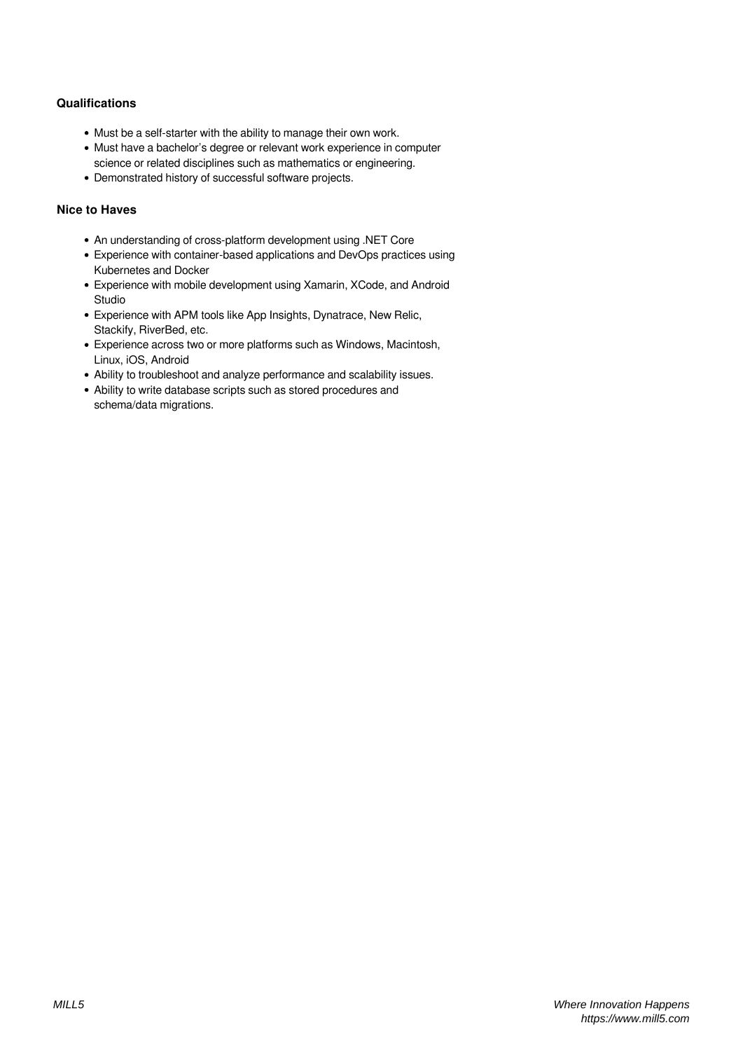### Qualifications

- Must be a self-starter with the ability to manage their own work.
- Must have a bachelor's degree or relevant work experience in computer science or related disciplines such as mathematics or engineering.
- Demonstrated history of successful software projects.

### Nice to Haves

- An understanding of cross-platform development using .NET Core
- Experience with container-based applications and DevOps practices using Kubernetes and Docker
- Experience with mobile development using Xamarin, XCode, and Android Studio
- Experience with APM tools like App Insights, Dynatrace, New Relic, Stackify, RiverBed, etc.
- Experience across two or more platforms such as Windows, Macintosh, Linux, iOS, Android
- Ability to troubleshoot and analyze performance and scalability issues.
- Ability to write database scripts such as stored procedures and schema/data migrations.